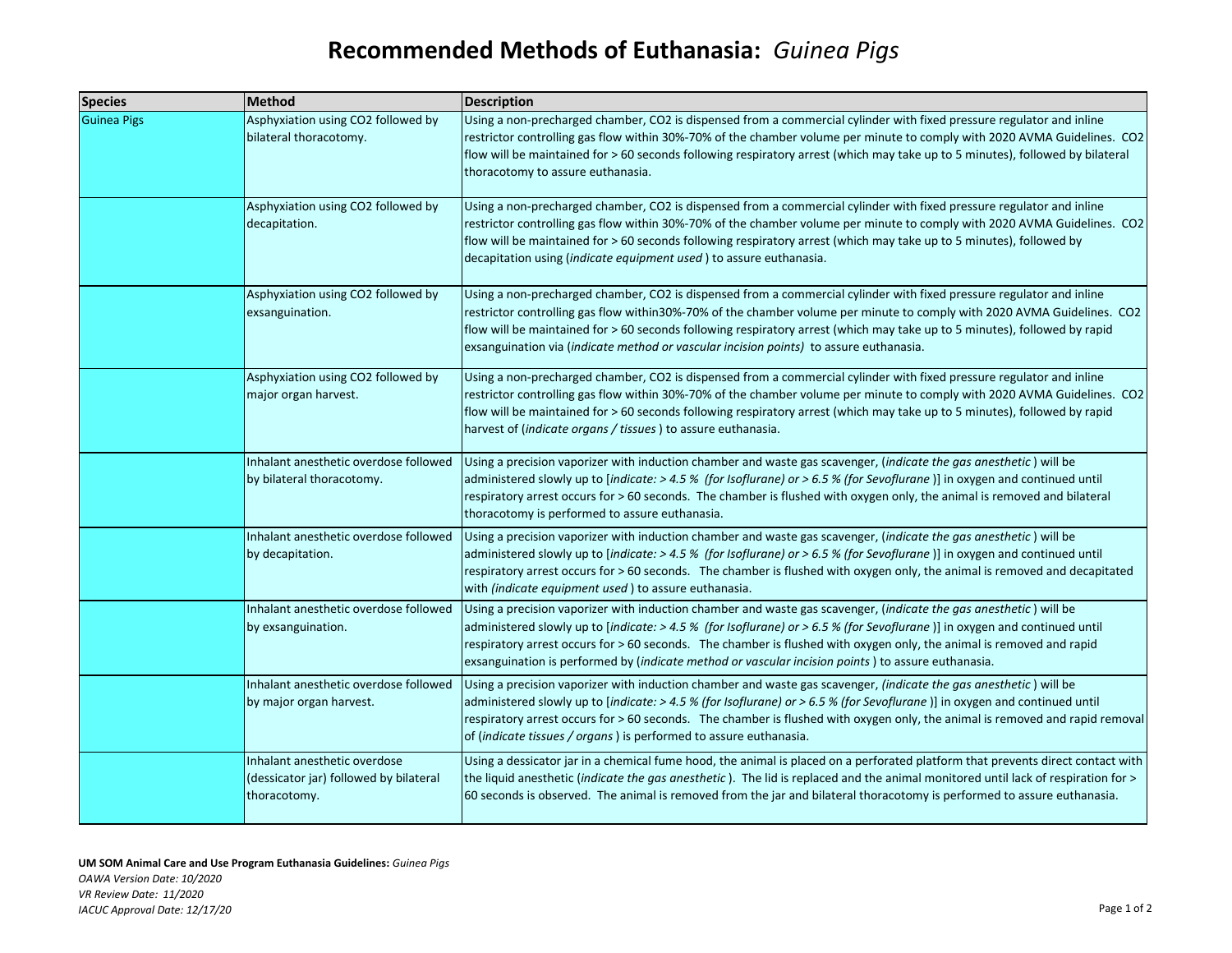# Recommended Methods of Euthanasia: *Guinea Pigs*

| Species | Method | Description |
|---|---|---|
| Guinea Pigs | Asphyxiation using CO2 followed by bilateral thoracotomy. | Using a non-precharged chamber, CO2 is dispensed from a commercial cylinder with fixed pressure regulator and inline restrictor controlling gas flow within 30%-70% of the chamber volume per minute to comply with 2020 AVMA Guidelines. CO2 flow will be maintained for > 60 seconds following respiratory arrest (which may take up to 5 minutes), followed by bilateral thoracotomy to assure euthanasia. |
| | Asphyxiation using CO2 followed by decapitation. | Using a non-precharged chamber, CO2 is dispensed from a commercial cylinder with fixed pressure regulator and inline restrictor controlling gas flow within 30%-70% of the chamber volume per minute to comply with 2020 AVMA Guidelines. CO2 flow will be maintained for > 60 seconds following respiratory arrest (which may take up to 5 minutes), followed by decapitation using (*indicate equipment used* ) to assure euthanasia. |
| | Asphyxiation using CO2 followed by exsanguination. | Using a non-precharged chamber, CO2 is dispensed from a commercial cylinder with fixed pressure regulator and inline restrictor controlling gas flow within30%-70% of the chamber volume per minute to comply with 2020 AVMA Guidelines. CO2 flow will be maintained for > 60 seconds following respiratory arrest (which may take up to 5 minutes), followed by rapid exsanguination via (*indicate method or vascular incision points)* to assure euthanasia. |
| | Asphyxiation using CO2 followed by major organ harvest. | Using a non-precharged chamber, CO2 is dispensed from a commercial cylinder with fixed pressure regulator and inline restrictor controlling gas flow within 30%-70% of the chamber volume per minute to comply with 2020 AVMA Guidelines. CO2 flow will be maintained for > 60 seconds following respiratory arrest (which may take up to 5 minutes), followed by rapid harvest of (*indicate organs / tissues* ) to assure euthanasia. |
| | Inhalant anesthetic overdose followed by bilateral thoracotomy. | Using a precision vaporizer with induction chamber and waste gas scavenger, (*indicate the gas anesthetic* ) will be administered slowly up to [*indicate: > 4.5 % (for Isoflurane) or > 6.5 % (for Sevoflurane* )] in oxygen and continued until respiratory arrest occurs for > 60 seconds. The chamber is flushed with oxygen only, the animal is removed and bilateral thoracotomy is performed to assure euthanasia. |
| | Inhalant anesthetic overdose followed by decapitation. | Using a precision vaporizer with induction chamber and waste gas scavenger, (*indicate the gas anesthetic* ) will be administered slowly up to [*indicate: > 4.5 % (for Isoflurane) or > 6.5 % (for Sevoflurane* )] in oxygen and continued until respiratory arrest occurs for > 60 seconds. The chamber is flushed with oxygen only, the animal is removed and decapitated with *(indicate equipment used* ) to assure euthanasia. |
| | Inhalant anesthetic overdose followed by exsanguination. | Using a precision vaporizer with induction chamber and waste gas scavenger, (*indicate the gas anesthetic* ) will be administered slowly up to [*indicate: > 4.5 % (for Isoflurane) or > 6.5 % (for Sevoflurane* )] in oxygen and continued until respiratory arrest occurs for > 60 seconds. The chamber is flushed with oxygen only, the animal is removed and rapid exsanguination is performed by (*indicate method or vascular incision points* ) to assure euthanasia. |
| | Inhalant anesthetic overdose followed by major organ harvest. | Using a precision vaporizer with induction chamber and waste gas scavenger, *(indicate the gas anesthetic* ) will be administered slowly up to [*indicate: > 4.5 % (for Isoflurane) or > 6.5 % (for Sevoflurane* )] in oxygen and continued until respiratory arrest occurs for > 60 seconds. The chamber is flushed with oxygen only, the animal is removed and rapid removal of (*indicate tissues / organs* ) is performed to assure euthanasia. |
| | Inhalant anesthetic overdose (dessicator jar) followed by bilateral thoracotomy. | Using a dessicator jar in a chemical fume hood, the animal is placed on a perforated platform that prevents direct contact with the liquid anesthetic (*indicate the gas anesthetic* ). The lid is replaced and the animal monitored until lack of respiration for > 60 seconds is observed. The animal is removed from the jar and bilateral thoracotomy is performed to assure euthanasia. |

**UM SOM Animal Care and Use Program Euthanasia Guidelines:** *Guinea Pigs*
*OAWA Version Date: 10/2020*
*VR Review Date: 11/2020*
*IACUC Approval Date: 12/17/20*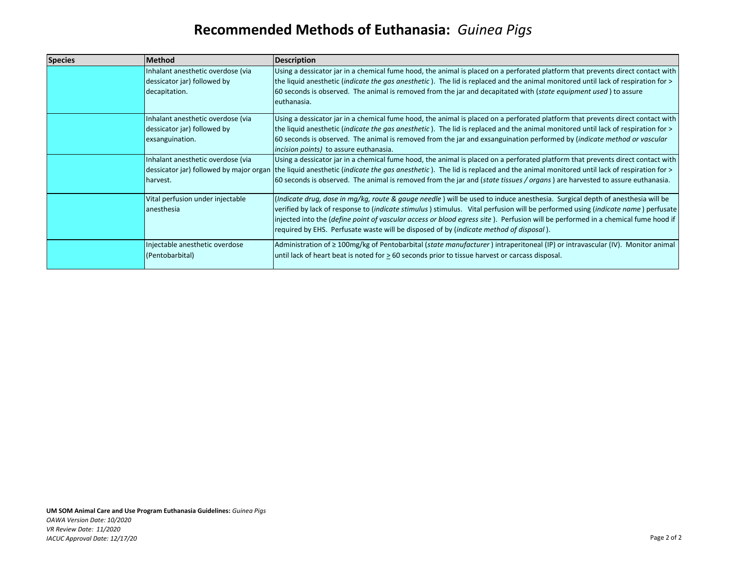# Recommended Methods of Euthanasia: *Guinea Pigs*

| Species | Method | Description |
|---|---|---|
| | Inhalant anesthetic overdose (via dessicator jar) followed by decapitation. | Using a dessicator jar in a chemical fume hood, the animal is placed on a perforated platform that prevents direct contact with the liquid anesthetic (*indicate the gas anesthetic* ). The lid is replaced and the animal monitored until lack of respiration for > 60 seconds is observed. The animal is removed from the jar and decapitated with (*state equipment used* ) to assure euthanasia. |
| | Inhalant anesthetic overdose (via dessicator jar) followed by exsanguination. | Using a dessicator jar in a chemical fume hood, the animal is placed on a perforated platform that prevents direct contact with the liquid anesthetic (*indicate the gas anesthetic* ). The lid is replaced and the animal monitored until lack of respiration for > 60 seconds is observed. The animal is removed from the jar and exsanguination performed by (*indicate method or vascular incision points)* to assure euthanasia. |
| | Inhalant anesthetic overdose (via dessicator jar) followed by major organ harvest. | Using a dessicator jar in a chemical fume hood, the animal is placed on a perforated platform that prevents direct contact with the liquid anesthetic (*indicate the gas anesthetic* ). The lid is replaced and the animal monitored until lack of respiration for > 60 seconds is observed. The animal is removed from the jar and (*state tissues / organs* ) are harvested to assure euthanasia. |
| | Vital perfusion under injectable anesthesia | (*Indicate drug, dose in mg/kg, route & gauge needle* ) will be used to induce anesthesia. Surgical depth of anesthesia will be verified by lack of response to (*indicate stimulus* ) stimulus. Vital perfusion will be performed using (*indicate name* ) perfusate injected into the (*define point of vascular access or blood egress site* ). Perfusion will be performed in a chemical fume hood if required by EHS. Perfusate waste will be disposed of by (*indicate method of disposal* ). |
| | Injectable anesthetic overdose (Pentobarbital) | Administration of ≥ 100mg/kg of Pentobarbital (*state manufacturer* ) intraperitoneal (IP) or intravascular (IV). Monitor animal until lack of heart beat is noted for ≥ 60 seconds prior to tissue harvest or carcass disposal. |

**UM SOM Animal Care and Use Program Euthanasia Guidelines:** *Guinea Pigs*
*OAWA Version Date: 10/2020*
*VR Review Date: 11/2020*
*IACUC Approval Date: 12/17/20*